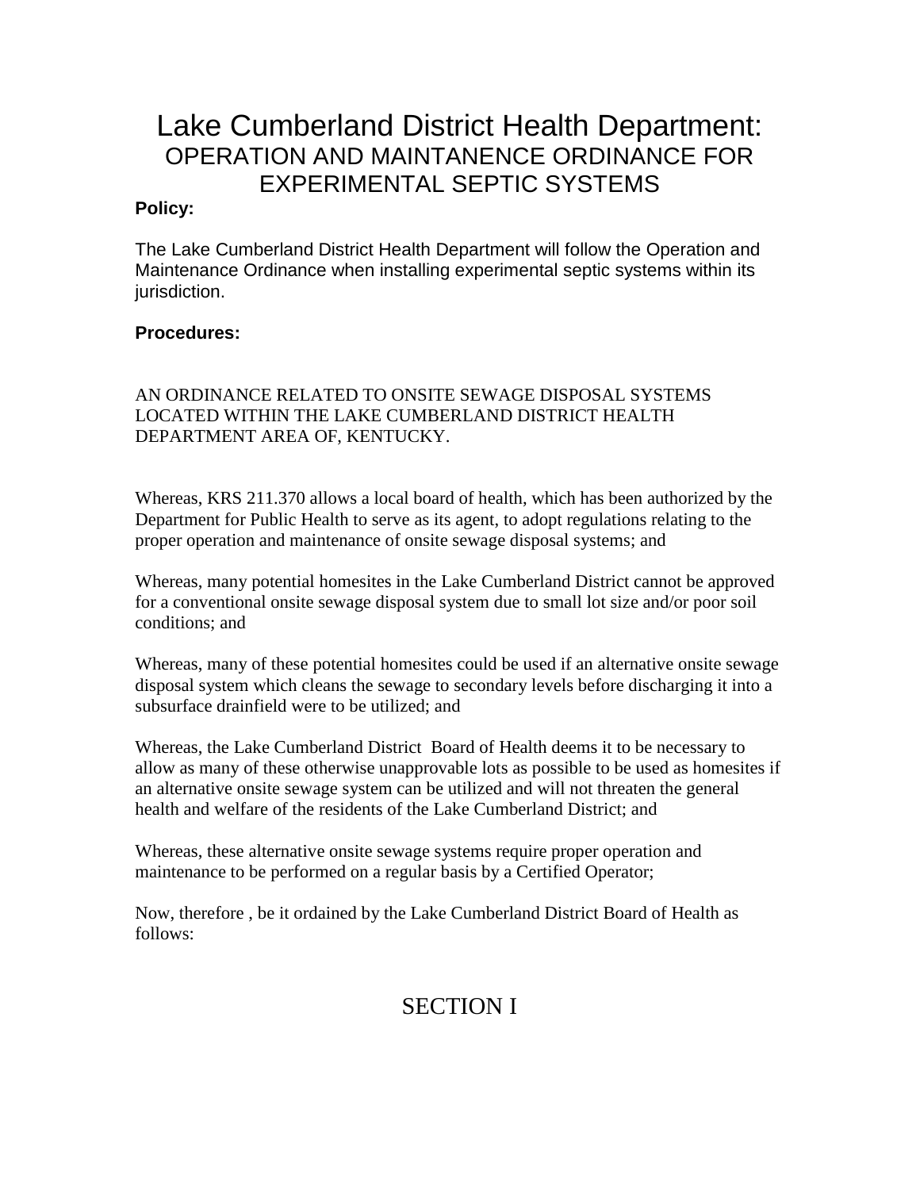# Lake Cumberland District Health Department:

## OPERATION AND MAINTANENCE ORDINANCE FOR EXPERIMENTAL SEPTIC SYSTEMS

**Policy:**

The Lake Cumberland District Health Department will follow the Operation and Maintenance Ordinance when installing experimental septic systems within its jurisdiction.

**Procedures:**

AN ORDINANCE RELATED TO ONSITE SEWAGE DISPOSAL SYSTEMS LOCATED WITHIN THE LAKE CUMBERLAND DISTRICT HEALTH DEPARTMENT AREA OF, KENTUCKY.

Whereas, KRS 211.370 allows a local board of health, which has been authorized by the Department for Public Health to serve as its agent, to adopt regulations relating to the proper operation and maintenance of onsite sewage disposal systems; and

Whereas, many potential homesites in the Lake Cumberland District cannot be approved for a conventional onsite sewage disposal system due to small lot size and/or poor soil conditions; and

Whereas, many of these potential homesites could be used if an alternative onsite sewage disposal system which cleans the sewage to secondary levels before discharging it into a subsurface drainfield were to be utilized; and

Whereas, the Lake Cumberland District Board of Health deems it to be necessary to allow as many of these otherwise unapprovable lots as possible to be used as homesites if an alternative onsite sewage system can be utilized and will not threaten the general health and welfare of the residents of the Lake Cumberland District; and

Whereas, these alternative onsite sewage systems require proper operation and maintenance to be performed on a regular basis by a Certified Operator;

Now, therefore , be it ordained by the Lake Cumberland District Board of Health as follows:

## SECTION I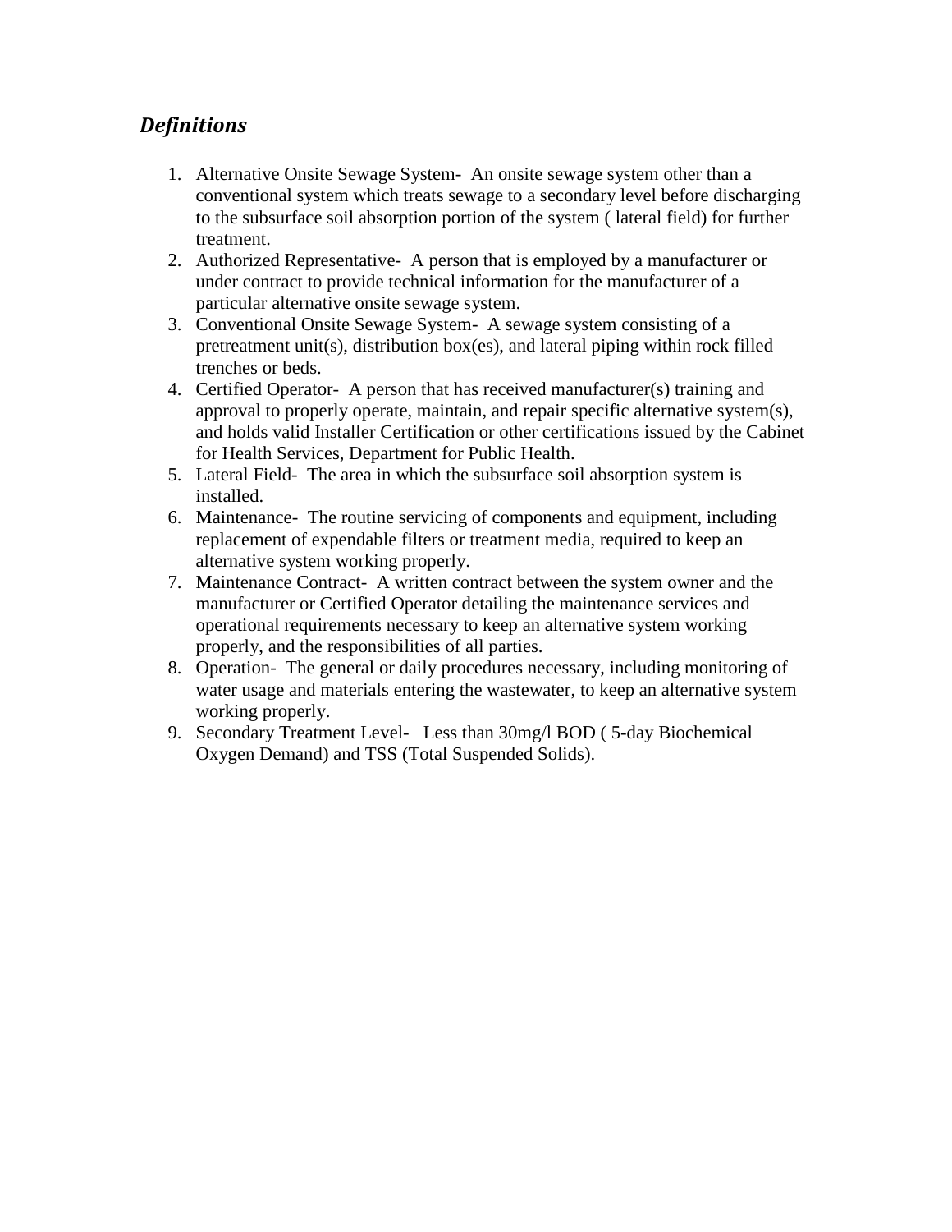## *Definitions*

1. Alternative Onsite Sewage System- An onsite sewage system other than a conventional system which treats sewage to a secondary level before discharging to the subsurface soil absorption portion of the system ( lateral field) for further treatment.
2. Authorized Representative- A person that is employed by a manufacturer or under contract to provide technical information for the manufacturer of a particular alternative onsite sewage system.
3. Conventional Onsite Sewage System- A sewage system consisting of a pretreatment unit(s), distribution box(es), and lateral piping within rock filled trenches or beds.
4. Certified Operator- A person that has received manufacturer(s) training and approval to properly operate, maintain, and repair specific alternative system(s), and holds valid Installer Certification or other certifications issued by the Cabinet for Health Services, Department for Public Health.
5. Lateral Field- The area in which the subsurface soil absorption system is installed.
6. Maintenance- The routine servicing of components and equipment, including replacement of expendable filters or treatment media, required to keep an alternative system working properly.
7. Maintenance Contract- A written contract between the system owner and the manufacturer or Certified Operator detailing the maintenance services and operational requirements necessary to keep an alternative system working properly, and the responsibilities of all parties.
8. Operation- The general or daily procedures necessary, including monitoring of water usage and materials entering the wastewater, to keep an alternative system working properly.
9. Secondary Treatment Level- Less than 30mg/l BOD ( 5-day Biochemical Oxygen Demand) and TSS (Total Suspended Solids).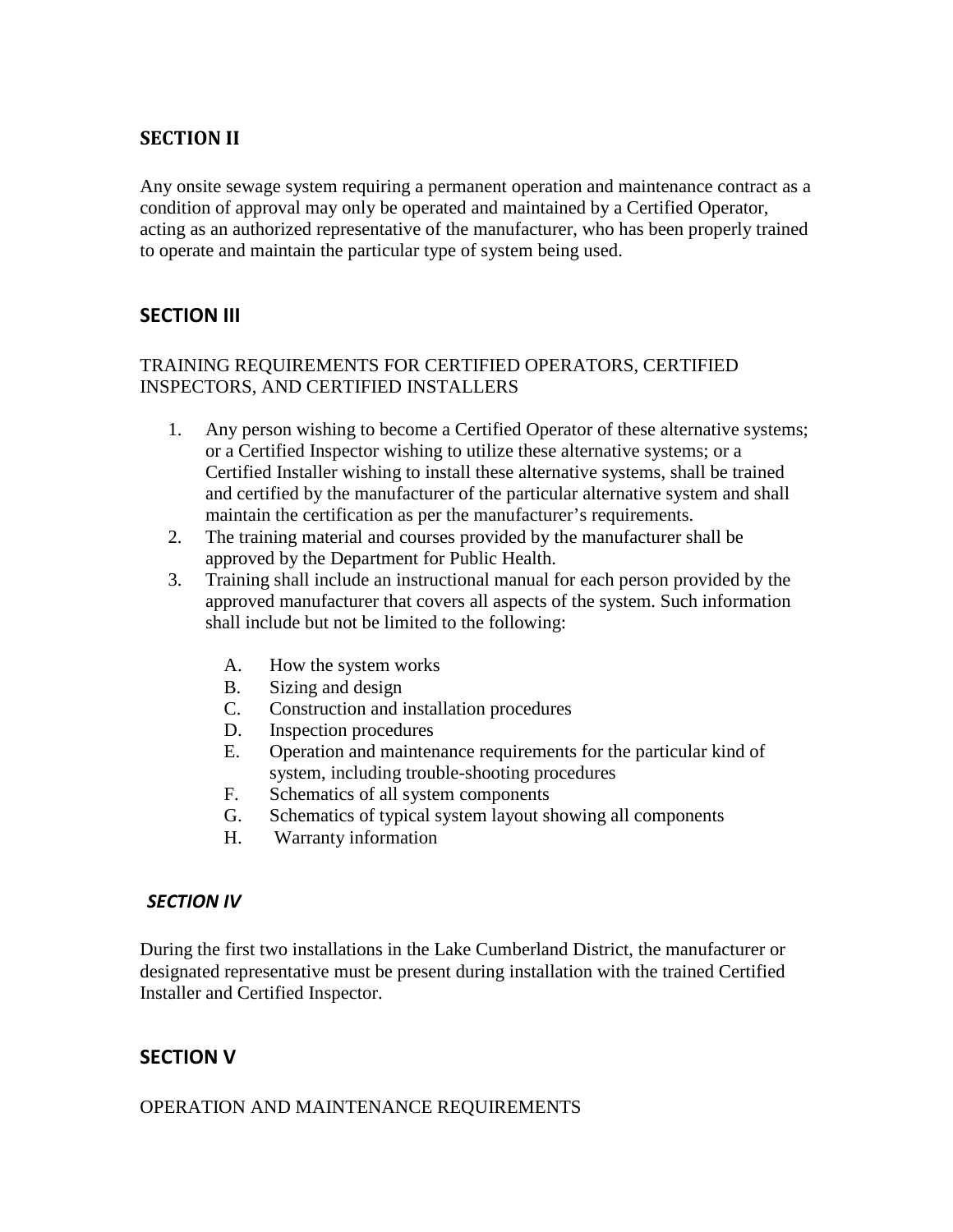## SECTION II

Any onsite sewage system requiring a permanent operation and maintenance contract as a condition of approval may only be operated and maintained by a Certified Operator, acting as an authorized representative of the manufacturer, who has been properly trained to operate and maintain the particular type of system being used.

## SECTION III

TRAINING REQUIREMENTS FOR CERTIFIED OPERATORS, CERTIFIED INSPECTORS, AND CERTIFIED INSTALLERS

1. Any person wishing to become a Certified Operator of these alternative systems; or a Certified Inspector wishing to utilize these alternative systems; or a Certified Installer wishing to install these alternative systems, shall be trained and certified by the manufacturer of the particular alternative system and shall maintain the certification as per the manufacturer's requirements.
2. The training material and courses provided by the manufacturer shall be approved by the Department for Public Health.
3. Training shall include an instructional manual for each person provided by the approved manufacturer that covers all aspects of the system. Such information shall include but not be limited to the following:

   A. How the system works
   B. Sizing and design
   C. Construction and installation procedures
   D. Inspection procedures
   E. Operation and maintenance requirements for the particular kind of system, including trouble-shooting procedures
   F. Schematics of all system components
   G. Schematics of typical system layout showing all components
   H. Warranty information

## *SECTION IV*

During the first two installations in the Lake Cumberland District, the manufacturer or designated representative must be present during installation with the trained Certified Installer and Certified Inspector.

## SECTION V

OPERATION AND MAINTENANCE REQUIREMENTS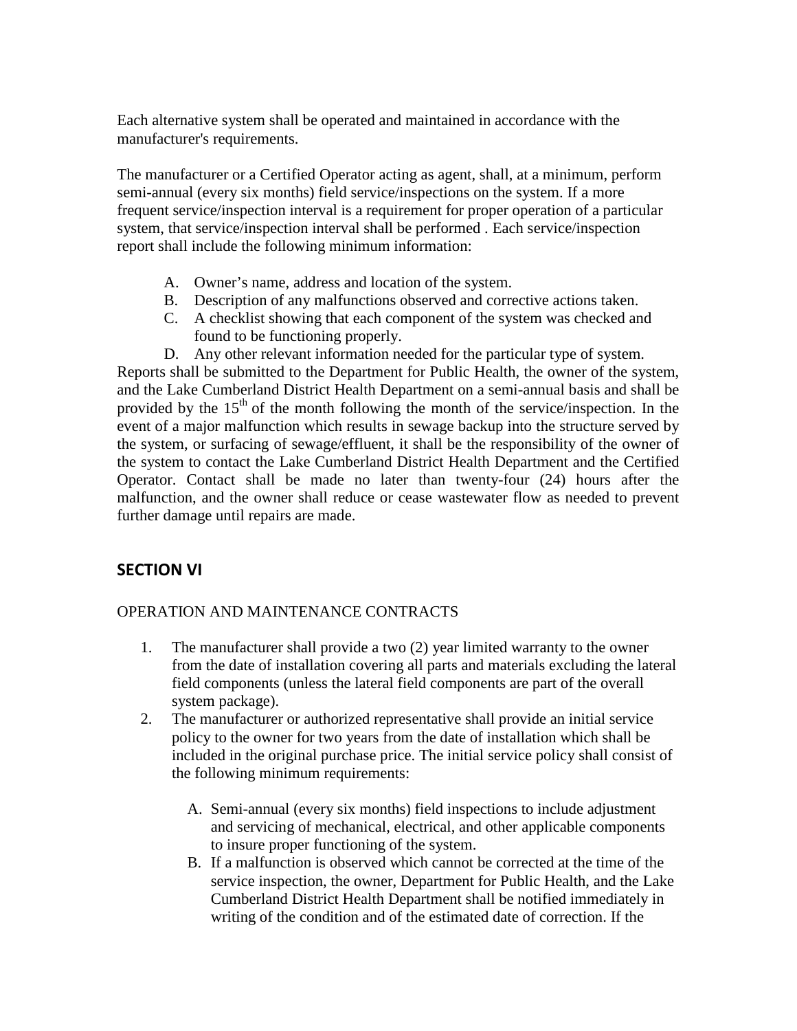Each alternative system shall be operated and maintained in accordance with the manufacturer's requirements.

The manufacturer or a Certified Operator acting as agent, shall, at a minimum, perform semi-annual (every six months) field service/inspections on the system. If a more frequent service/inspection interval is a requirement for proper operation of a particular system, that service/inspection interval shall be performed . Each service/inspection report shall include the following minimum information:

A. Owner’s name, address and location of the system.
B. Description of any malfunctions observed and corrective actions taken.
C. A checklist showing that each component of the system was checked and found to be functioning properly.
D. Any other relevant information needed for the particular type of system.

Reports shall be submitted to the Department for Public Health, the owner of the system, and the Lake Cumberland District Health Department on a semi-annual basis and shall be provided by the 15th of the month following the month of the service/inspection. In the event of a major malfunction which results in sewage backup into the structure served by the system, or surfacing of sewage/effluent, it shall be the responsibility of the owner of the system to contact the Lake Cumberland District Health Department and the Certified Operator. Contact shall be made no later than twenty-four (24) hours after the malfunction, and the owner shall reduce or cease wastewater flow as needed to prevent further damage until repairs are made.

## SECTION VI

OPERATION AND MAINTENANCE CONTRACTS

1. The manufacturer shall provide a two (2) year limited warranty to the owner from the date of installation covering all parts and materials excluding the lateral field components (unless the lateral field components are part of the overall system package).
2. The manufacturer or authorized representative shall provide an initial service policy to the owner for two years from the date of installation which shall be included in the original purchase price. The initial service policy shall consist of the following minimum requirements:

   A. Semi-annual (every six months) field inspections to include adjustment and servicing of mechanical, electrical, and other applicable components to insure proper functioning of the system.
   B. If a malfunction is observed which cannot be corrected at the time of the service inspection, the owner, Department for Public Health, and the Lake Cumberland District Health Department shall be notified immediately in writing of the condition and of the estimated date of correction. If the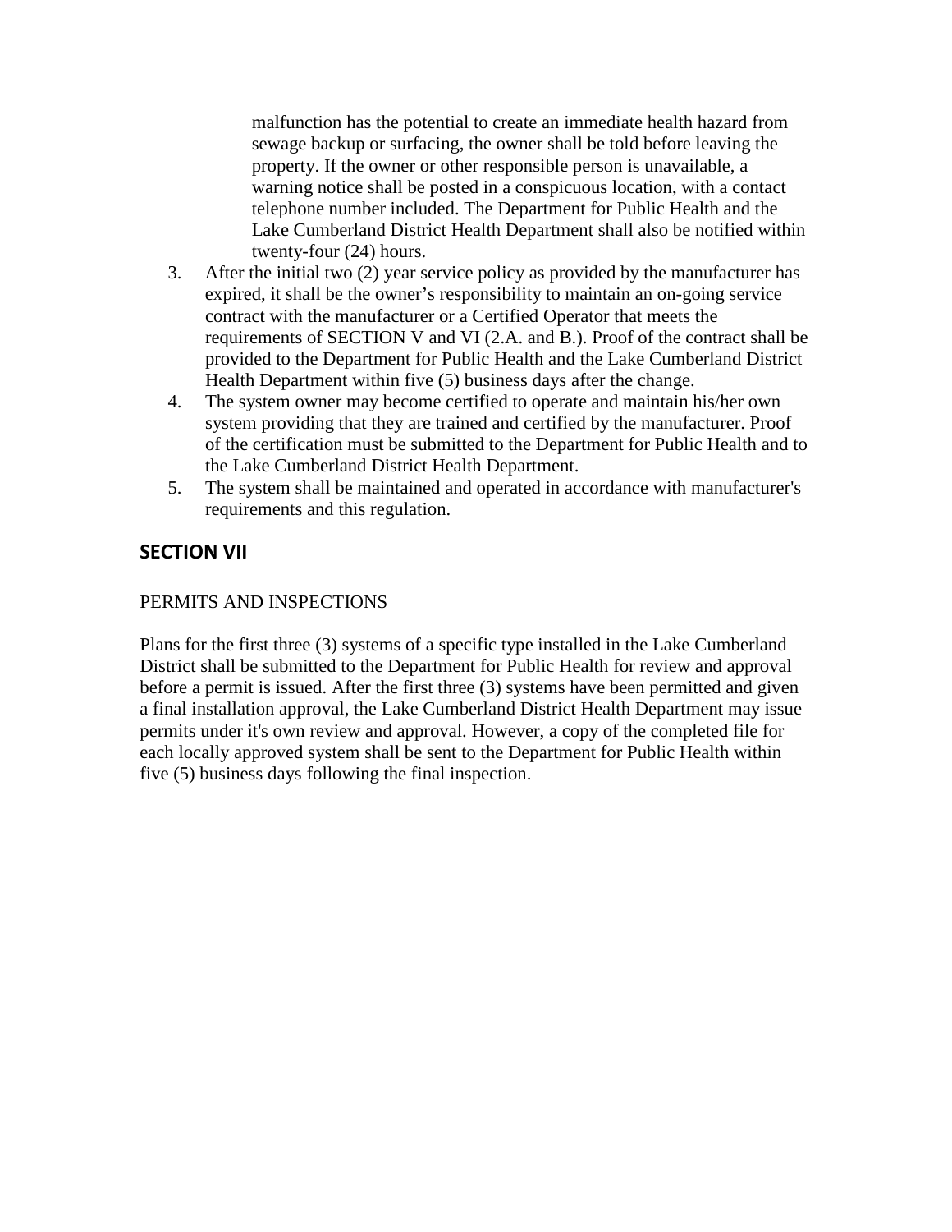malfunction has the potential to create an immediate health hazard from sewage backup or surfacing, the owner shall be told before leaving the property. If the owner or other responsible person is unavailable, a warning notice shall be posted in a conspicuous location, with a contact telephone number included. The Department for Public Health and the Lake Cumberland District Health Department shall also be notified within twenty-four (24) hours.

3. After the initial two (2) year service policy as provided by the manufacturer has expired, it shall be the owner's responsibility to maintain an on-going service contract with the manufacturer or a Certified Operator that meets the requirements of SECTION V and VI (2.A. and B.). Proof of the contract shall be provided to the Department for Public Health and the Lake Cumberland District Health Department within five (5) business days after the change.
4. The system owner may become certified to operate and maintain his/her own system providing that they are trained and certified by the manufacturer. Proof of the certification must be submitted to the Department for Public Health and to the Lake Cumberland District Health Department.
5. The system shall be maintained and operated in accordance with manufacturer's requirements and this regulation.

## SECTION VII

PERMITS AND INSPECTIONS

Plans for the first three (3) systems of a specific type installed in the Lake Cumberland District shall be submitted to the Department for Public Health for review and approval before a permit is issued. After the first three (3) systems have been permitted and given a final installation approval, the Lake Cumberland District Health Department may issue permits under it's own review and approval. However, a copy of the completed file for each locally approved system shall be sent to the Department for Public Health within five (5) business days following the final inspection.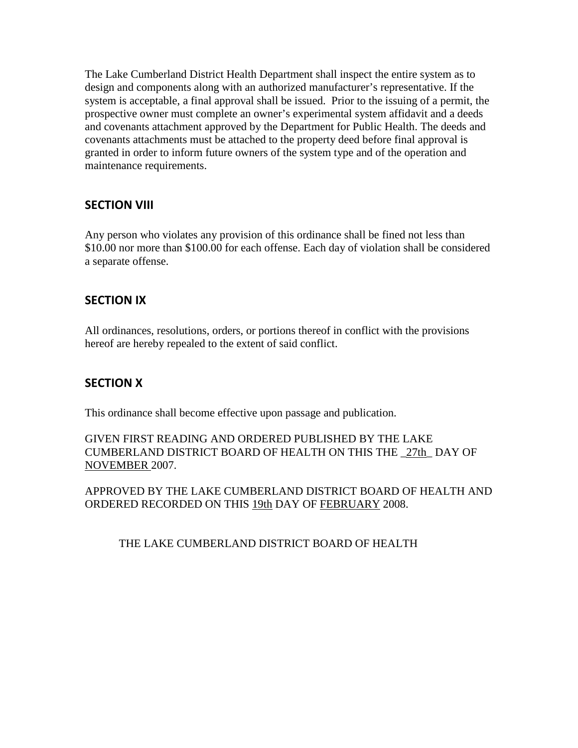The Lake Cumberland District Health Department shall inspect the entire system as to design and components along with an authorized manufacturer's representative. If the system is acceptable, a final approval shall be issued. Prior to the issuing of a permit, the prospective owner must complete an owner's experimental system affidavit and a deeds and covenants attachment approved by the Department for Public Health. The deeds and covenants attachments must be attached to the property deed before final approval is granted in order to inform future owners of the system type and of the operation and maintenance requirements.

## SECTION VIII

Any person who violates any provision of this ordinance shall be fined not less than $10.00 nor more than $100.00 for each offense. Each day of violation shall be considered a separate offense.

## SECTION IX

All ordinances, resolutions, orders, or portions thereof in conflict with the provisions hereof are hereby repealed to the extent of said conflict.

## SECTION X

This ordinance shall become effective upon passage and publication.

GIVEN FIRST READING AND ORDERED PUBLISHED BY THE LAKE CUMBERLAND DISTRICT BOARD OF HEALTH ON THIS THE _27th_ DAY OF NOVEMBER 2007.

APPROVED BY THE LAKE CUMBERLAND DISTRICT BOARD OF HEALTH AND ORDERED RECORDED ON THIS 19th DAY OF FEBRUARY 2008.

THE LAKE CUMBERLAND DISTRICT BOARD OF HEALTH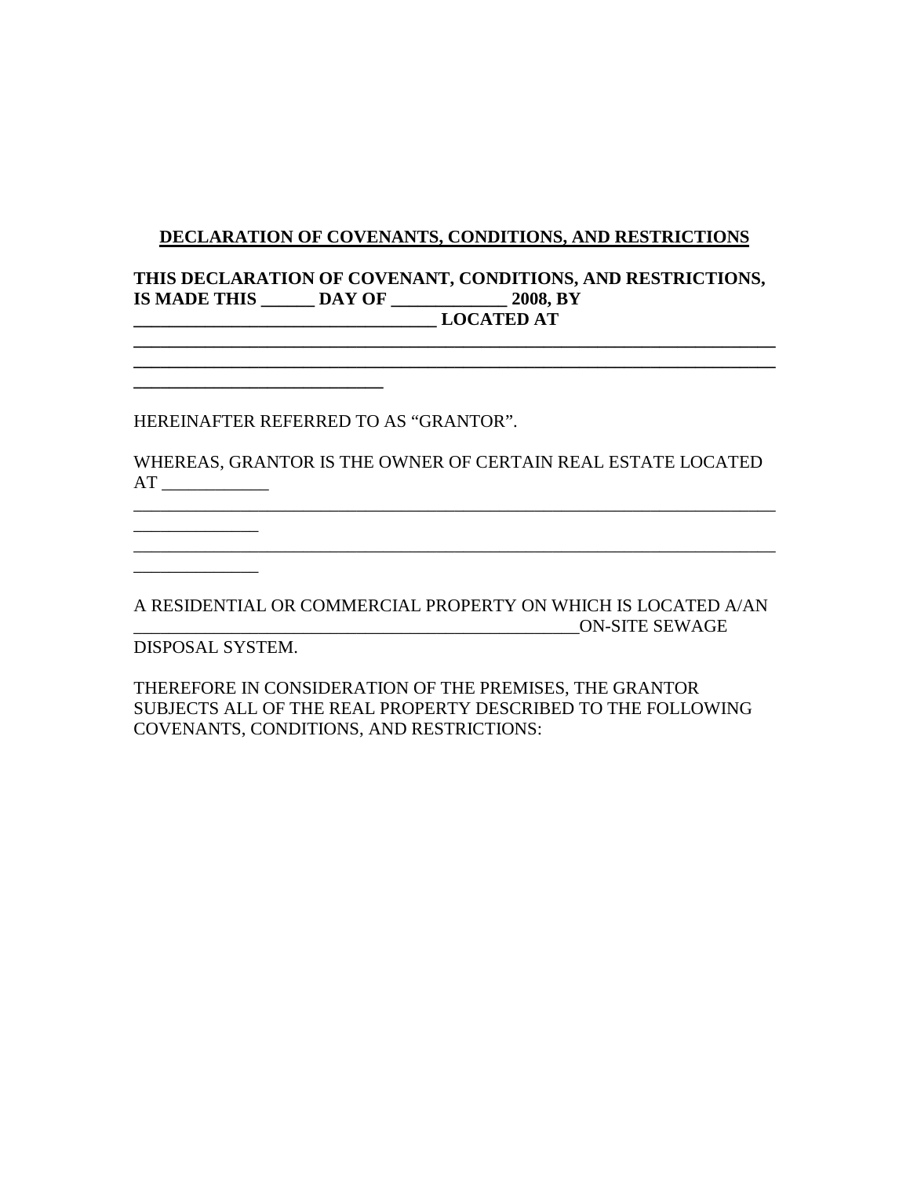**DECLARATION OF COVENANTS, CONDITIONS, AND RESTRICTIONS**

**THIS DECLARATION OF COVENANT, CONDITIONS, AND RESTRICTIONS, IS MADE THIS ______ DAY OF _____________ 2008, BY __________________________________ LOCATED AT ___________________________________________________________________________ ___________________________________________________________________________ _____________________________**

HEREINAFTER REFERRED TO AS "GRANTOR".

WHEREAS, GRANTOR IS THE OWNER OF CERTAIN REAL ESTATE LOCATED AT ____________ ___________________________________________________________________________ ______________ ___________________________________________________________________________ ______________

A RESIDENTIAL OR COMMERCIAL PROPERTY ON WHICH IS LOCATED A/AN ____________________________________________________ON-SITE SEWAGE DISPOSAL SYSTEM.

THEREFORE IN CONSIDERATION OF THE PREMISES, THE GRANTOR SUBJECTS ALL OF THE REAL PROPERTY DESCRIBED TO THE FOLLOWING COVENANTS, CONDITIONS, AND RESTRICTIONS: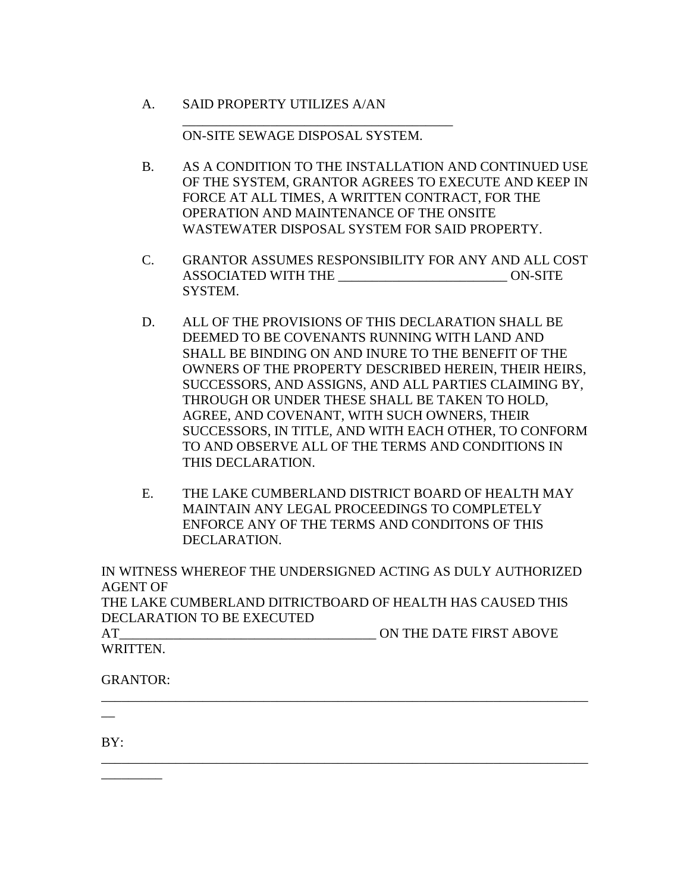A. SAID PROPERTY UTILIZES A/AN ________________________________________ ON-SITE SEWAGE DISPOSAL SYSTEM.

B. AS A CONDITION TO THE INSTALLATION AND CONTINUED USE OF THE SYSTEM, GRANTOR AGREES TO EXECUTE AND KEEP IN FORCE AT ALL TIMES, A WRITTEN CONTRACT, FOR THE OPERATION AND MAINTENANCE OF THE ONSITE WASTEWATER DISPOSAL SYSTEM FOR SAID PROPERTY.

C. GRANTOR ASSUMES RESPONSIBILITY FOR ANY AND ALL COST ASSOCIATED WITH THE ________________________ ON-SITE SYSTEM.

D. ALL OF THE PROVISIONS OF THIS DECLARATION SHALL BE DEEMED TO BE COVENANTS RUNNING WITH LAND AND SHALL BE BINDING ON AND INURE TO THE BENEFIT OF THE OWNERS OF THE PROPERTY DESCRIBED HEREIN, THEIR HEIRS, SUCCESSORS, AND ASSIGNS, AND ALL PARTIES CLAIMING BY, THROUGH OR UNDER THESE SHALL BE TAKEN TO HOLD, AGREE, AND COVENANT, WITH SUCH OWNERS, THEIR SUCCESSORS, IN TITLE, AND WITH EACH OTHER, TO CONFORM TO AND OBSERVE ALL OF THE TERMS AND CONDITIONS IN THIS DECLARATION.

E. THE LAKE CUMBERLAND DISTRICT BOARD OF HEALTH MAY MAINTAIN ANY LEGAL PROCEEDINGS TO COMPLETELY ENFORCE ANY OF THE TERMS AND CONDITONS OF THIS DECLARATION.

IN WITNESS WHEREOF THE UNDERSIGNED ACTING AS DULY AUTHORIZED AGENT OF
THE LAKE CUMBERLAND DITRICTBOARD OF HEALTH HAS CAUSED THIS DECLARATION TO BE EXECUTED
AT______________________________________ ON THE DATE FIRST ABOVE WRITTEN.

GRANTOR: ___________________________________________________________________________

BY: ___________________________________________________________________________________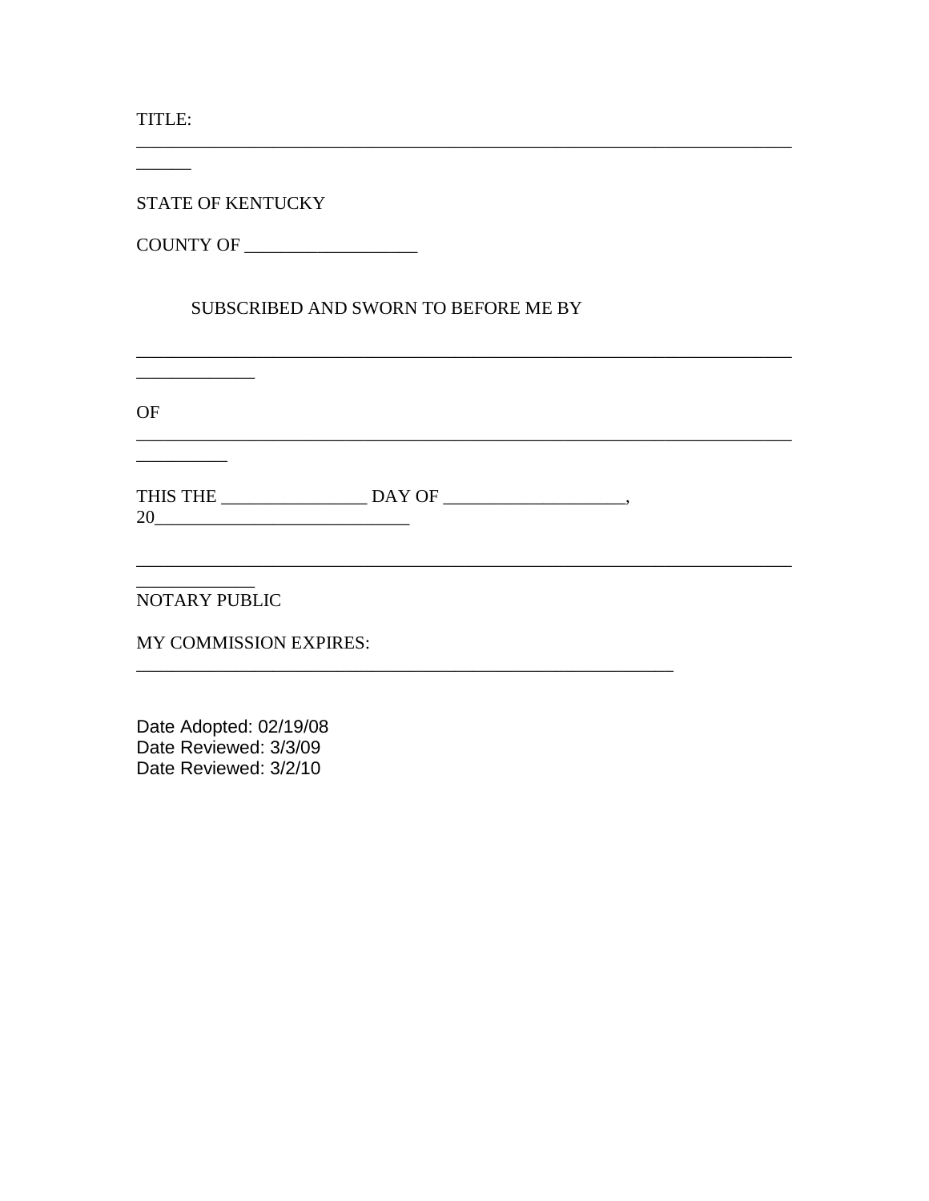TITLE: ________________________________________________________________________________

STATE OF KENTUCKY

COUNTY OF ___________________

SUBSCRIBED AND SWORN TO BEFORE ME BY

________________________________________________________________________________

OF ________________________________________________________________________________

THIS THE ________________ DAY OF ____________________, 20____________________________

________________________________________________________________________________
NOTARY PUBLIC

MY COMMISSION EXPIRES: ____________________________________________________________

Date Adopted: 02/19/08
Date Reviewed: 3/3/09
Date Reviewed: 3/2/10